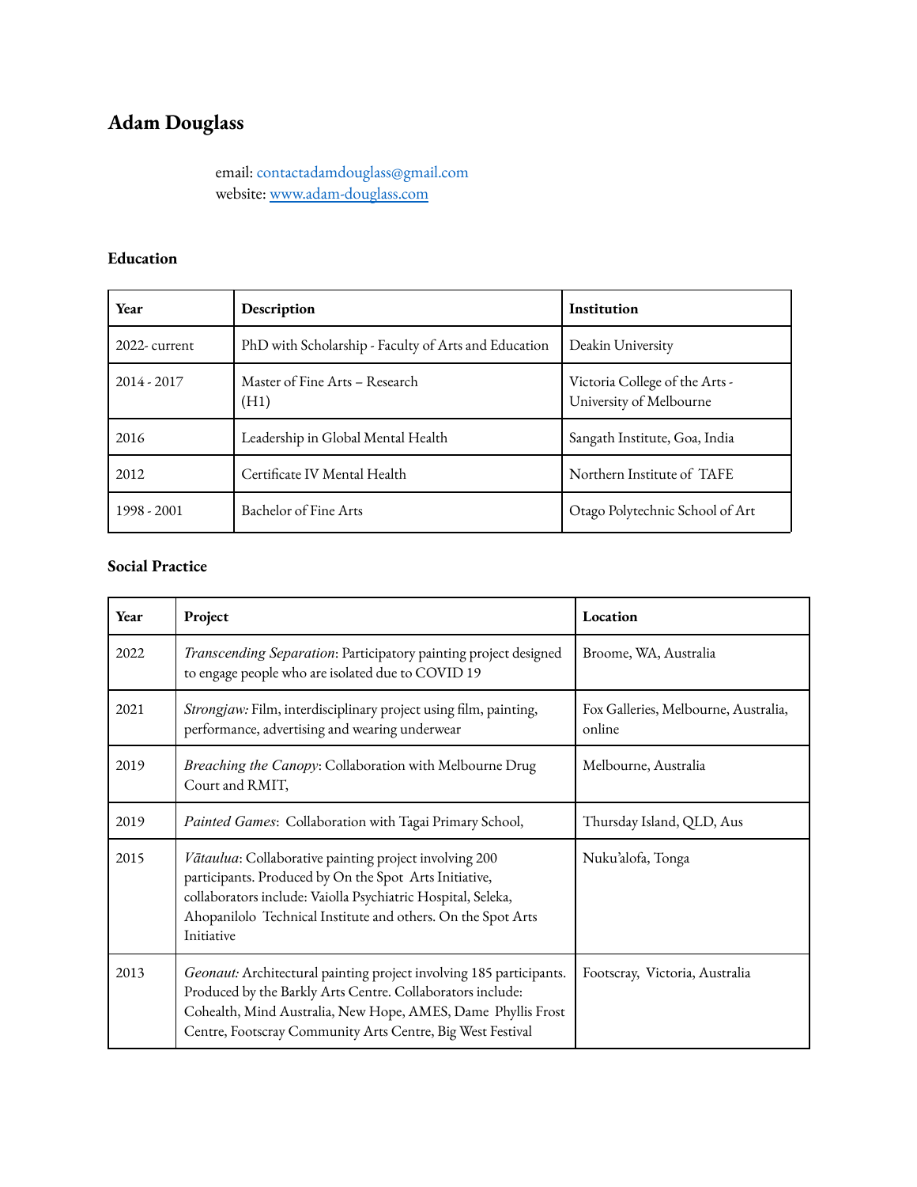# Adam Douglass

email: contactadamdouglass@gmail.com
website: [www.adam-douglass.com](http://www.adam-douglass.com)

## Education

| Year | Description | Institution |
| --- | --- | --- |
| 2022- current | PhD with Scholarship - Faculty of Arts and Education | Deakin University |
| 2014 - 2017 | Master of Fine Arts – Research (H1) | Victoria College of the Arts - University of Melbourne |
| 2016 | Leadership in Global Mental Health | Sangath Institute, Goa, India |
| 2012 | Certificate IV Mental Health | Northern Institute of TAFE |
| 1998 - 2001 | Bachelor of Fine Arts | Otago Polytechnic School of Art |

## Social Practice

| Year | Project | Location |
| --- | --- | --- |
| 2022 | *Transcending Separation*: Participatory painting project designed to engage people who are isolated due to COVID 19 | Broome, WA, Australia |
| 2021 | *Strongjaw:* Film, interdisciplinary project using film, painting, performance, advertising and wearing underwear | Fox Galleries, Melbourne, Australia, online |
| 2019 | *Breaching the Canopy*: Collaboration with Melbourne Drug Court and RMIT, | Melbourne, Australia |
| 2019 | *Painted Games*: Collaboration with Tagai Primary School, | Thursday Island, QLD, Aus |
| 2015 | *Vātaulua*: Collaborative painting project involving 200 participants. Produced by On the Spot Arts Initiative, collaborators include: Vaiolla Psychiatric Hospital, Seleka, Ahopanilolo Technical Institute and others. On the Spot Arts Initiative | Nuku'alofa, Tonga |
| 2013 | *Geonaut:* Architectural painting project involving 185 participants. Produced by the Barkly Arts Centre. Collaborators include: Cohealth, Mind Australia, New Hope, AMES, Dame Phyllis Frost Centre, Footscray Community Arts Centre, Big West Festival | Footscray, Victoria, Australia |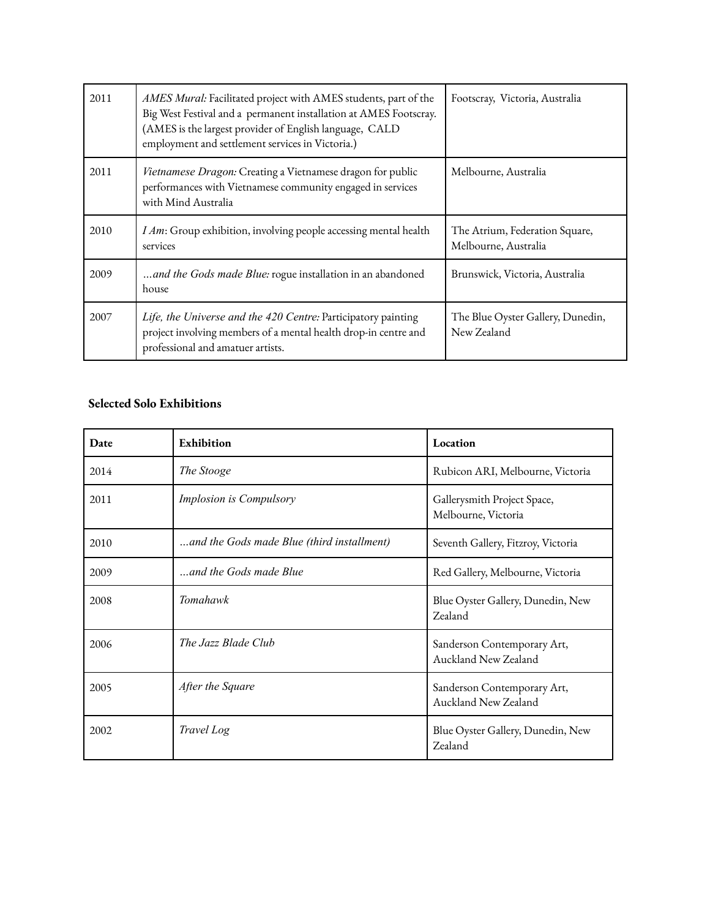| | | |
|---|---|---|
| 2011 | *AMES Mural:* Facilitated project with AMES students, part of the Big West Festival and a permanent installation at AMES Footscray. (AMES is the largest provider of English language, CALD employment and settlement services in Victoria.) | Footscray, Victoria, Australia |
| 2011 | *Vietnamese Dragon:* Creating a Vietnamese dragon for public performances with Vietnamese community engaged in services with Mind Australia | Melbourne, Australia |
| 2010 | *I Am*: Group exhibition, involving people accessing mental health services | The Atrium, Federation Square, Melbourne, Australia |
| 2009 | *...and the Gods made Blue:* rogue installation in an abandoned house | Brunswick, Victoria, Australia |
| 2007 | *Life, the Universe and the 420 Centre:* Participatory painting project involving members of a mental health drop-in centre and professional and amatuer artists. | The Blue Oyster Gallery, Dunedin, New Zealand |

**Selected Solo Exhibitions**

| **Date** | **Exhibition** | **Location** |
|---|---|---|
| 2014 | *The Stooge* | Rubicon ARI, Melbourne, Victoria |
| 2011 | *Implosion is Compulsory* | Gallerysmith Project Space, Melbourne, Victoria |
| 2010 | *...and the Gods made Blue (third installment)* | Seventh Gallery, Fitzroy, Victoria |
| 2009 | *...and the Gods made Blue* | Red Gallery, Melbourne, Victoria |
| 2008 | *Tomahawk* | Blue Oyster Gallery, Dunedin, New Zealand |
| 2006 | *The Jazz Blade Club* | Sanderson Contemporary Art, Auckland New Zealand |
| 2005 | *After the Square* | Sanderson Contemporary Art, Auckland New Zealand |
| 2002 | *Travel Log* | Blue Oyster Gallery, Dunedin, New Zealand |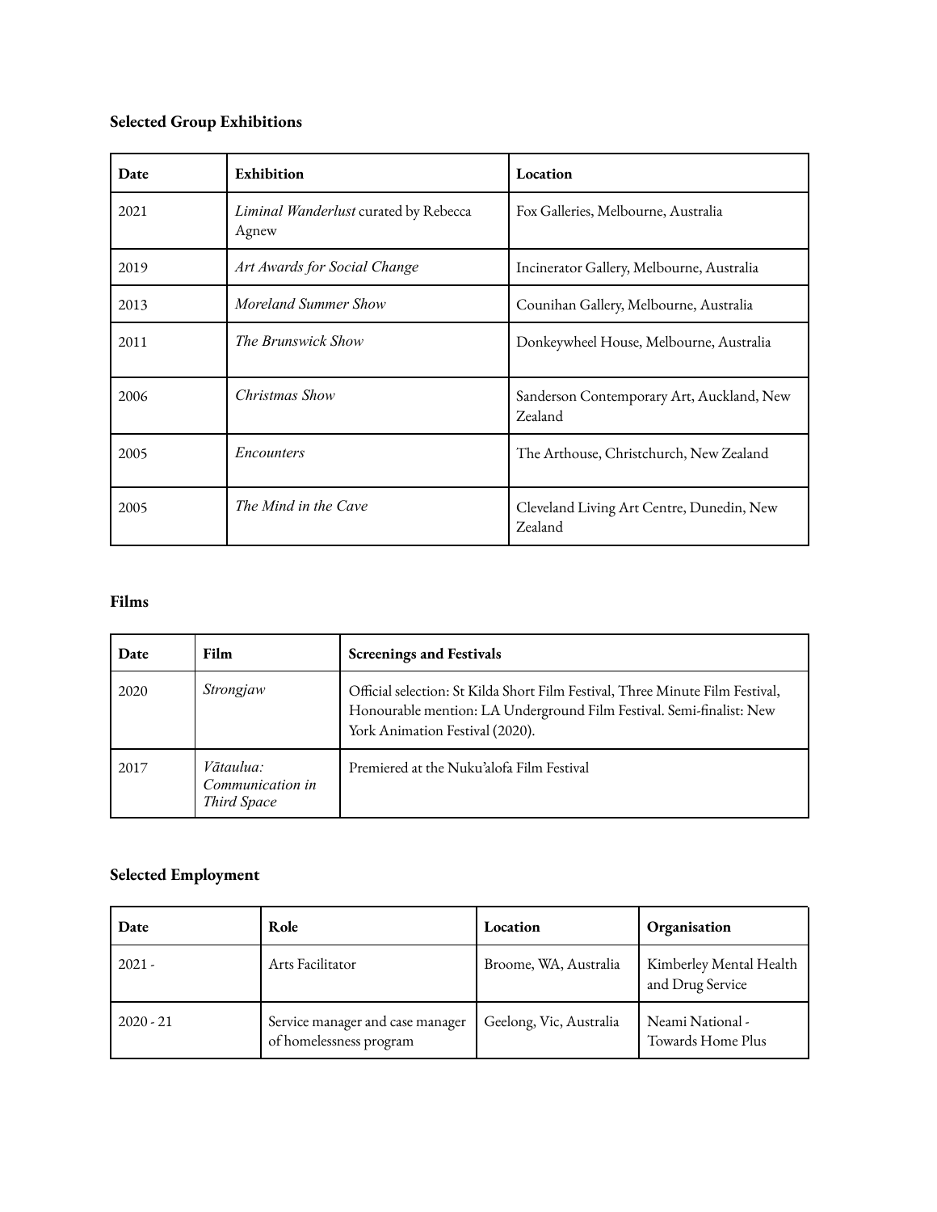**Selected Group Exhibitions**

| Date | Exhibition | Location |
| --- | --- | --- |
| 2021 | *Liminal Wanderlust* curated by Rebecca Agnew | Fox Galleries, Melbourne, Australia |
| 2019 | *Art Awards for Social Change* | Incinerator Gallery, Melbourne, Australia |
| 2013 | *Moreland Summer Show* | Counihan Gallery, Melbourne, Australia |
| 2011 | *The Brunswick Show* | Donkeywheel House, Melbourne, Australia |
| 2006 | *Christmas Show* | Sanderson Contemporary Art, Auckland, New Zealand |
| 2005 | *Encounters* | The Arthouse, Christchurch, New Zealand |
| 2005 | *The Mind in the Cave* | Cleveland Living Art Centre, Dunedin, New Zealand |

**Films**

| Date | Film | Screenings and Festivals |
| --- | --- | --- |
| 2020 | *Strongjaw* | Official selection: St Kilda Short Film Festival, Three Minute Film Festival, Honourable mention: LA Underground Film Festival. Semi-finalist: New York Animation Festival (2020). |
| 2017 | *Vātaulua: Communication in Third Space* | Premiered at the Nuku'alofa Film Festival |

**Selected Employment**

| Date | Role | Location | Organisation |
| --- | --- | --- | --- |
| 2021 - | Arts Facilitator | Broome, WA, Australia | Kimberley Mental Health and Drug Service |
| 2020 - 21 | Service manager and case manager of homelessness program | Geelong, Vic, Australia | Neami National - Towards Home Plus |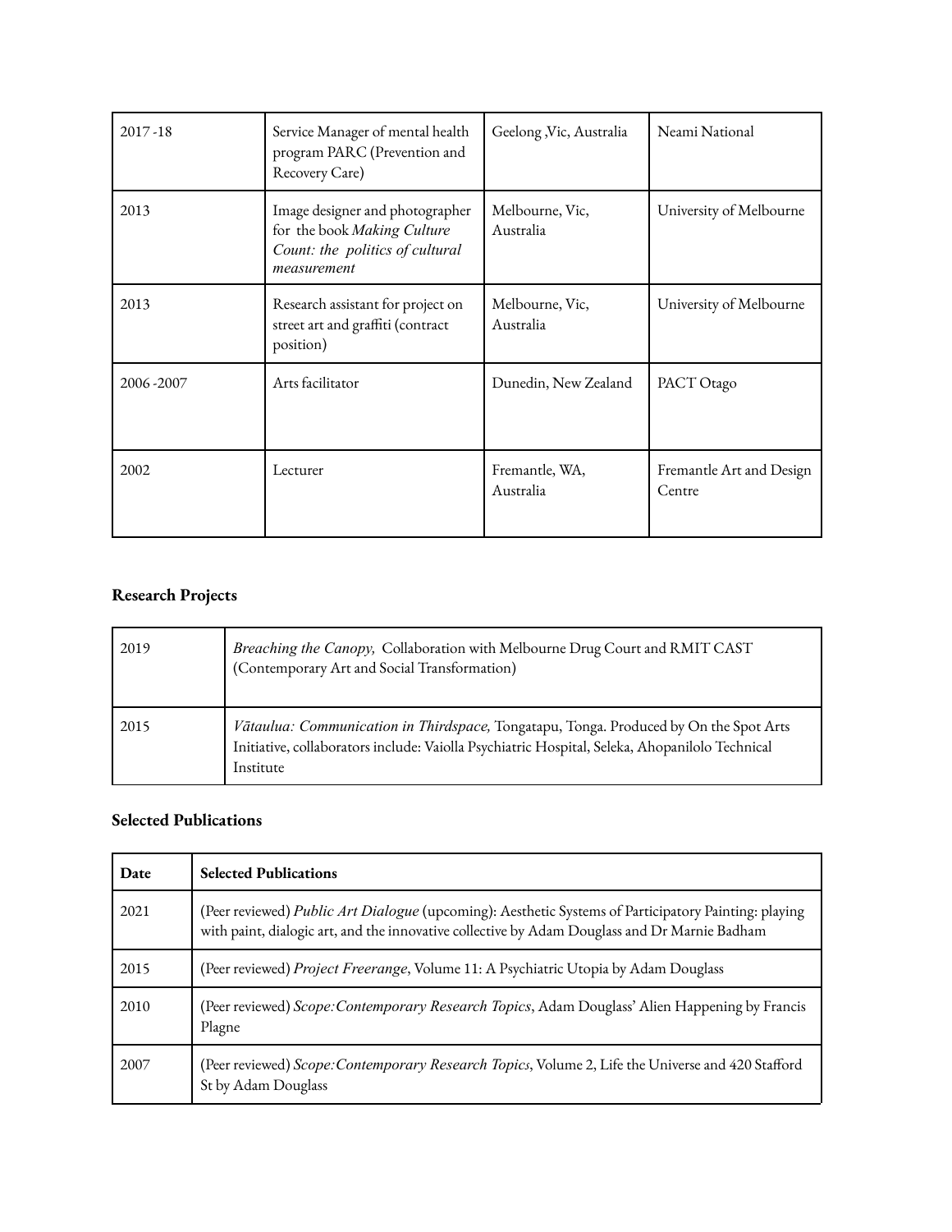| | | | |
|---|---|---|---|
| 2017 -18 | Service Manager of mental health program PARC (Prevention and Recovery Care) | Geelong ,Vic, Australia | Neami National |
| 2013 | Image designer and photographer for the book *Making Culture Count: the politics of cultural measurement* | Melbourne, Vic, Australia | University of Melbourne |
| 2013 | Research assistant for project on street art and graffiti (contract position) | Melbourne, Vic, Australia | University of Melbourne |
| 2006 -2007 | Arts facilitator | Dunedin, New Zealand | PACT Otago |
| 2002 | Lecturer | Fremantle, WA, Australia | Fremantle Art and Design Centre |

**Research Projects**

| | |
|---|---|
| 2019 | *Breaching the Canopy,* Collaboration with Melbourne Drug Court and RMIT CAST (Contemporary Art and Social Transformation) |
| 2015 | *Vātaulua: Communication in Thirdspace,* Tongatapu, Tonga. Produced by On the Spot Arts Initiative, collaborators include: Vaiolla Psychiatric Hospital, Seleka, Ahopanilolo Technical Institute |

**Selected Publications**

| **Date** | **Selected Publications** |
|---|---|
| 2021 | (Peer reviewed) *Public Art Dialogue* (upcoming): Aesthetic Systems of Participatory Painting: playing with paint, dialogic art, and the innovative collective by Adam Douglass and Dr Marnie Badham |
| 2015 | (Peer reviewed) *Project Freerange*, Volume 11: A Psychiatric Utopia by Adam Douglass |
| 2010 | (Peer reviewed) *Scope:Contemporary Research Topics*, Adam Douglass' Alien Happening by Francis Plagne |
| 2007 | (Peer reviewed) *Scope:Contemporary Research Topics*, Volume 2, Life the Universe and 420 Stafford St by Adam Douglass |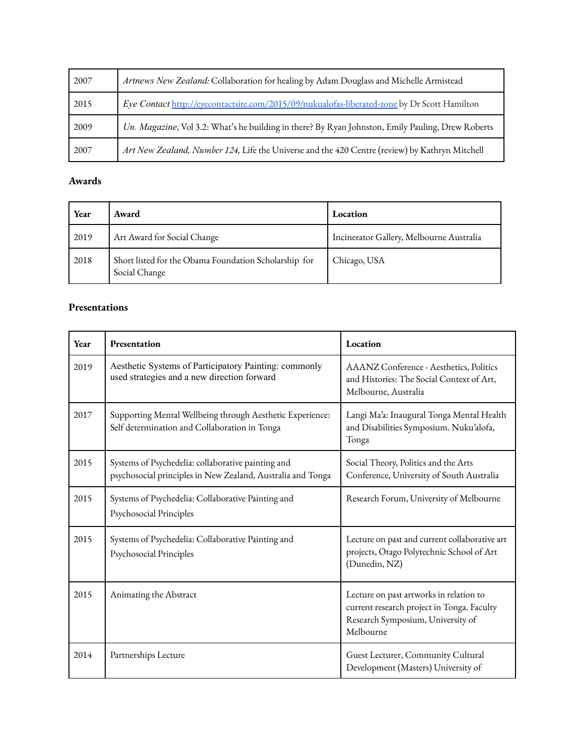| | |
|---|---|
| 2007 | *Artnews New Zealand:* Collaboration for healing by Adam Douglass and Michelle Armistead |
| 2015 | *Eye Contact* http://eyecontactsite.com/2015/09/nukualofas-liberated-zone by Dr Scott Hamilton |
| 2009 | *Un. Magazine*, Vol 3.2: What's he building in there? By Ryan Johnston, Emily Pauling, Drew Roberts |
| 2007 | *Art New Zealand, Number 124,* Life the Universe and the 420 Centre (review) by Kathryn Mitchell |

**Awards**

| Year | Award | Location |
|---|---|---|
| 2019 | Art Award for Social Change | Incinerator Gallery, Melbourne Australia |
| 2018 | Short listed for the Obama Foundation Scholarship for Social Change | Chicago, USA |

**Presentations**

| Year | Presentation | Location |
|---|---|---|
| 2019 | Aesthetic Systems of Participatory Painting: commonly used strategies and a new direction forward | AAANZ Conference - Aesthetics, Politics and Histories: The Social Context of Art, Melbourne, Australia |
| 2017 | Supporting Mental Wellbeing through Aesthetic Experience: Self determination and Collaboration in Tonga | Langi Ma'a: Inaugural Tonga Mental Health and Disabilities Symposium. Nuku'alofa, Tonga |
| 2015 | Systems of Psychedelia: collaborative painting and psychosocial principles in New Zealand, Australia and Tonga | Social Theory, Politics and the Arts Conference, University of South Australia |
| 2015 | Systems of Psychedelia: Collaborative Painting and Psychosocial Principles | Research Forum, University of Melbourne |
| 2015 | Systems of Psychedelia: Collaborative Painting and Psychosocial Principles | Lecture on past and current collaborative art projects, Otago Polytechnic School of Art (Dunedin, NZ) |
| 2015 | Animating the Abstract | Lecture on past artworks in relation to current research project in Tonga. Faculty Research Symposium, University of Melbourne |
| 2014 | Partnerships Lecture | Guest Lecturer, Community Cultural Development (Masters) University of |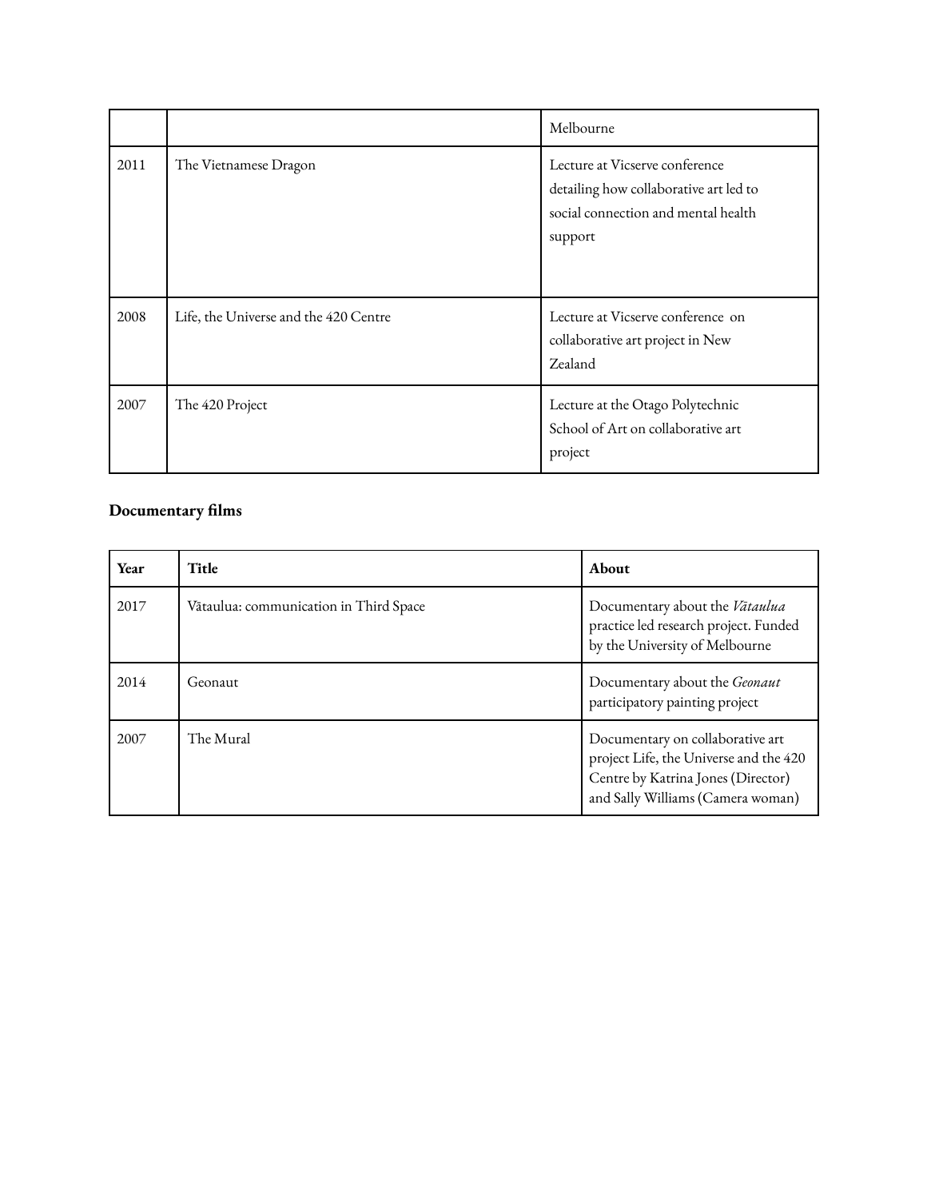| | | |
|---|---|---|
| | | Melbourne |
| 2011 | The Vietnamese Dragon | Lecture at Vicserve conference detailing how collaborative art led to social connection and mental health support |
| 2008 | Life, the Universe and the 420 Centre | Lecture at Vicserve conference on collaborative art project in New Zealand |
| 2007 | The 420 Project | Lecture at the Otago Polytechnic School of Art on collaborative art project |

**Documentary films**

| **Year** | **Title** | **About** |
|---|---|---|
| 2017 | Vātaulua: communication in Third Space | Documentary about the *Vātaulua* practice led research project. Funded by the University of Melbourne |
| 2014 | Geonaut | Documentary about the *Geonaut* participatory painting project |
| 2007 | The Mural | Documentary on collaborative art project Life, the Universe and the 420 Centre by Katrina Jones (Director) and Sally Williams (Camera woman) |